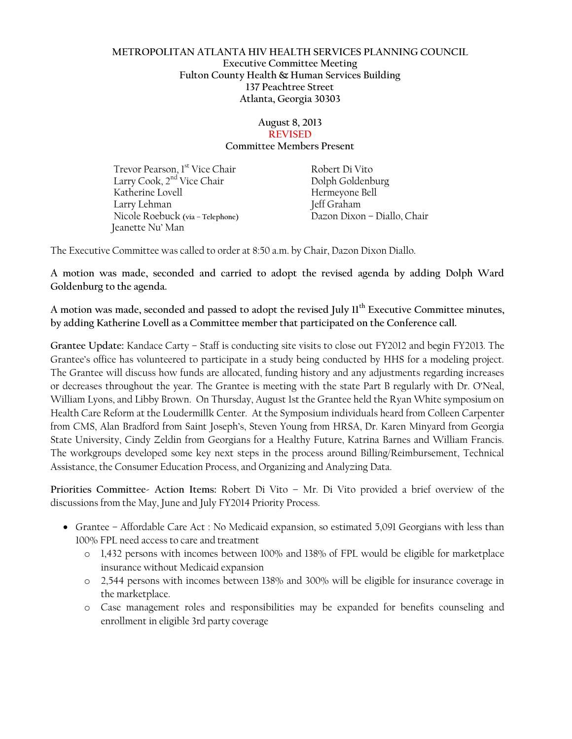# METROPOLITAN ATLANTA HIV HEALTH SERVICES PLANNING COUNCIL

**Executive Committee Meeting**
**Fulton County Health & Human Services Building**
**137 Peachtree Street**
**Atlanta, Georgia 30303**

**August 8, 2013**
REVISED
**Committee Members Present**

| | |
|---|---|
| Trevor Pearson, 1st Vice Chair | Robert Di Vito |
| Larry Cook, 2nd Vice Chair | Dolph Goldenburg |
| Katherine Lovell | Hermeyone Bell |
| Larry Lehman | Jeff Graham |
| Nicole Roebuck (via – Telephone) | Dazon Dixon – Diallo, Chair |
| Jeanette Nu' Man | |

The Executive Committee was called to order at 8:50 a.m. by Chair, Dazon Dixon Diallo.

**A motion was made, seconded and carried to adopt the revised agenda by adding Dolph Ward Goldenburg to the agenda.**

**A motion was made, seconded and passed to adopt the revised July 11th Executive Committee minutes, by adding Katherine Lovell as a Committee member that participated on the Conference call.**

**Grantee Update:** Kandace Carty – Staff is conducting site visits to close out FY2012 and begin FY2013. The Grantee's office has volunteered to participate in a study being conducted by HHS for a modeling project. The Grantee will discuss how funds are allocated, funding history and any adjustments regarding increases or decreases throughout the year. The Grantee is meeting with the state Part B regularly with Dr. O'Neal, William Lyons, and Libby Brown. On Thursday, August 1st the Grantee held the Ryan White symposium on Health Care Reform at the Loudermillk Center. At the Symposium individuals heard from Colleen Carpenter from CMS, Alan Bradford from Saint Joseph's, Steven Young from HRSA, Dr. Karen Minyard from Georgia State University, Cindy Zeldin from Georgians for a Healthy Future, Katrina Barnes and William Francis. The workgroups developed some key next steps in the process around Billing/Reimbursement, Technical Assistance, the Consumer Education Process, and Organizing and Analyzing Data.

**Priorities Committee- Action Items:** Robert Di Vito – Mr. Di Vito provided a brief overview of the discussions from the May, June and July FY2014 Priority Process.

- Grantee – Affordable Care Act : No Medicaid expansion, so estimated 5,091 Georgians with less than 100% FPL need access to care and treatment
  - 1,432 persons with incomes between 100% and 138% of FPL would be eligible for marketplace insurance without Medicaid expansion
  - 2,544 persons with incomes between 138% and 300% will be eligible for insurance coverage in the marketplace.
  - Case management roles and responsibilities may be expanded for benefits counseling and enrollment in eligible 3rd party coverage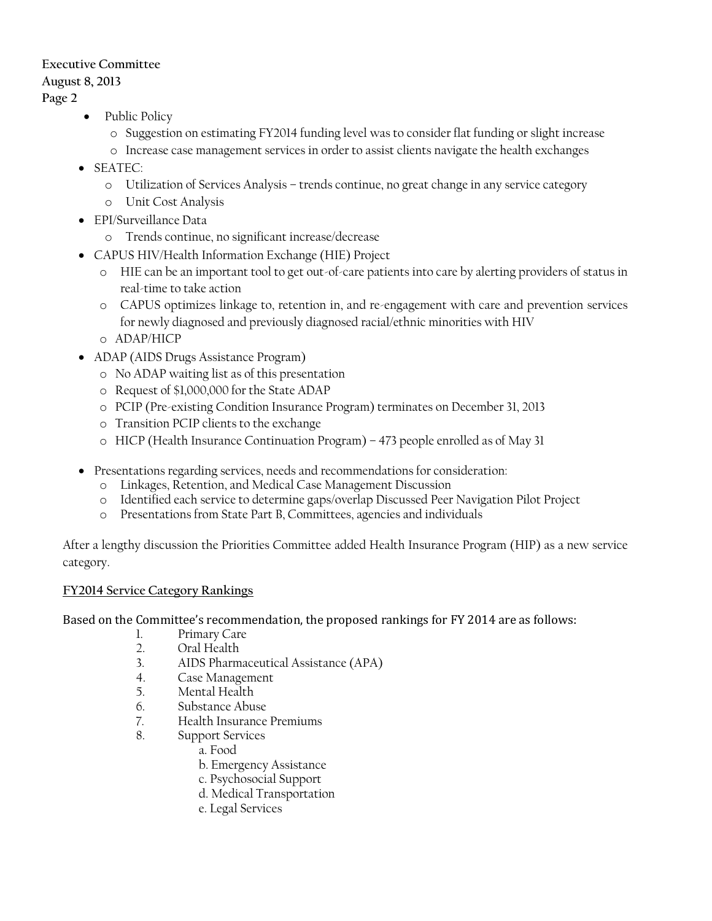- Public Policy
  - Suggestion on estimating FY2014 funding level was to consider flat funding or slight increase
  - Increase case management services in order to assist clients navigate the health exchanges
- SEATEC:
  - Utilization of Services Analysis – trends continue, no great change in any service category
  - Unit Cost Analysis
- EPI/Surveillance Data
  - Trends continue, no significant increase/decrease
- CAPUS HIV/Health Information Exchange (HIE) Project
  - HIE can be an important tool to get out-of-care patients into care by alerting providers of status in real-time to take action
  - CAPUS optimizes linkage to, retention in, and re-engagement with care and prevention services for newly diagnosed and previously diagnosed racial/ethnic minorities with HIV
  - ADAP/HICP
- ADAP (AIDS Drugs Assistance Program)
  - No ADAP waiting list as of this presentation
  - Request of $1,000,000 for the State ADAP
  - PCIP (Pre-existing Condition Insurance Program) terminates on December 31, 2013
  - Transition PCIP clients to the exchange
  - HICP (Health Insurance Continuation Program) – 473 people enrolled as of May 31

- Presentations regarding services, needs and recommendations for consideration:
  - Linkages, Retention, and Medical Case Management Discussion
  - Identified each service to determine gaps/overlap Discussed Peer Navigation Pilot Project
  - Presentations from State Part B, Committees, agencies and individuals

After a lengthy discussion the Priorities Committee added Health Insurance Program (HIP) as a new service category.

**FY2014 Service Category Rankings**

Based on the Committee's recommendation, the proposed rankings for FY 2014 are as follows:

1. Primary Care
2. Oral Health
3. AIDS Pharmaceutical Assistance (APA)
4. Case Management
5. Mental Health
6. Substance Abuse
7. Health Insurance Premiums
8. Support Services
   a. Food
   b. Emergency Assistance
   c. Psychosocial Support
   d. Medical Transportation
   e. Legal Services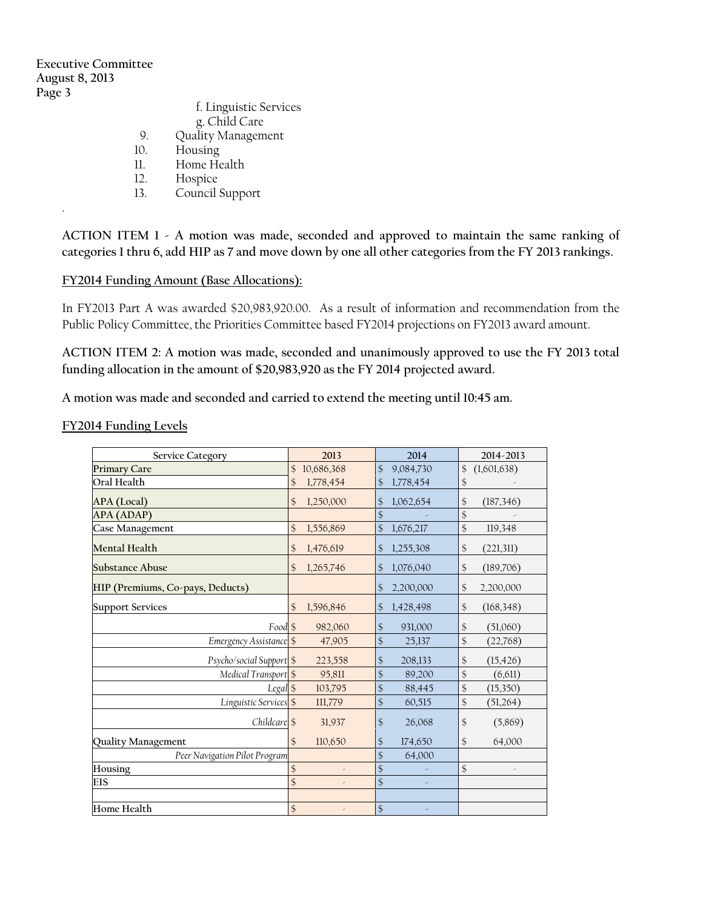f. Linguistic Services
   g. Child Care
9. Quality Management
10. Housing
11. Home Health
12. Hospice
13. Council Support

**ACTION ITEM 1 - A motion was made, seconded and approved to maintain the same ranking of categories 1 thru 6, add HIP as 7 and move down by one all other categories from the FY 2013 rankings.**

**FY2014 Funding Amount (Base Allocations):**

In FY2013 Part A was awarded $20,983,920.00. As a result of information and recommendation from the Public Policy Committee, the Priorities Committee based FY2014 projections on FY2013 award amount.

**ACTION ITEM 2: A motion was made, seconded and unanimously approved to use the FY 2013 total funding allocation in the amount of $20,983,920 as the FY 2014 projected award.**

**A motion was made and seconded and carried to extend the meeting until 10:45 am.**

**FY2014 Funding Levels**

| Service Category | 2013 | 2014 | 2014-2013 |
|---|---|---|---|
| Primary Care | $ 10,686,368 | $ 9,084,730 | $ (1,601,638) |
| Oral Health | $ 1,778,454 | $ 1,778,454 | $ - |
| APA (Local) | $ 1,250,000 | $ 1,062,654 | $ (187,346) |
| APA (ADAP) | | $ - | $ - |
| Case Management | $ 1,556,869 | $ 1,676,217 | $ 119,348 |
| Mental Health | $ 1,476,619 | $ 1,255,308 | $ (221,311) |
| Substance Abuse | $ 1,265,746 | $ 1,076,040 | $ (189,706) |
| HIP (Premiums, Co-pays, Deducts) | | $ 2,200,000 | $ 2,200,000 |
| Support Services | $ 1,596,846 | $ 1,428,498 | $ (168,348) |
| *Food* | $ 982,060 | $ 931,000 | $ (51,060) |
| *Emergency Assistance* | $ 47,905 | $ 25,137 | $ (22,768) |
| *Psycho/social Support* | $ 223,558 | $ 208,133 | $ (15,426) |
| *Medical Transport* | $ 95,811 | $ 89,200 | $ (6,611) |
| *Legal* | $ 103,795 | $ 88,445 | $ (15,350) |
| *Linguistic Services* | $ 111,779 | $ 60,515 | $ (51,264) |
| *Childcare* | $ 31,937 | $ 26,068 | $ (5,869) |
| Quality Management | $ 110,650 | $ 174,650 | $ 64,000 |
| *Peer Navigation Pilot Program* | | $ 64,000 | |
| Housing | $ - | $ - | $ - |
| EIS | $ - | $ - | |
| | | | |
| Home Health | $ - | $ - | |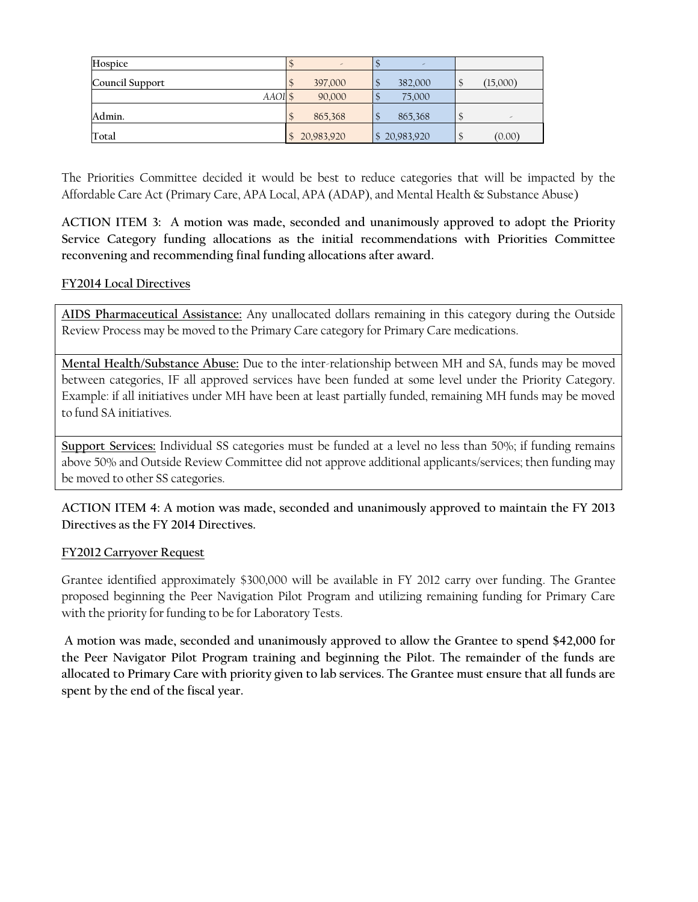| Hospice | $ - | $ - | |
|---|---|---|---|
| Council Support | $ 397,000 | $ 382,000 | $ (15,000) |
| *AAOI* | $ 90,000 | $ 75,000 | |
| Admin. | $ 865,368 | $ 865,368 | $ - |
| Total | $ 20,983,920 | $ 20,983,920 | $ (0.00) |

The Priorities Committee decided it would be best to reduce categories that will be impacted by the Affordable Care Act (Primary Care, APA Local, APA (ADAP), and Mental Health & Substance Abuse)

**ACTION ITEM 3: A motion was made, seconded and unanimously approved to adopt the Priority Service Category funding allocations as the initial recommendations with Priorities Committee reconvening and recommending final funding allocations after award.**

**FY2014 Local Directives**

**AIDS Pharmaceutical Assistance:** Any unallocated dollars remaining in this category during the Outside Review Process may be moved to the Primary Care category for Primary Care medications.

**Mental Health/Substance Abuse:** Due to the inter-relationship between MH and SA, funds may be moved between categories, IF all approved services have been funded at some level under the Priority Category. Example: if all initiatives under MH have been at least partially funded, remaining MH funds may be moved to fund SA initiatives.

**Support Services:** Individual SS categories must be funded at a level no less than 50%; if funding remains above 50% and Outside Review Committee did not approve additional applicants/services; then funding may be moved to other SS categories.

**ACTION ITEM 4: A motion was made, seconded and unanimously approved to maintain the FY 2013 Directives as the FY 2014 Directives.**

**FY2012 Carryover Request**

Grantee identified approximately $300,000 will be available in FY 2012 carry over funding. The Grantee proposed beginning the Peer Navigation Pilot Program and utilizing remaining funding for Primary Care with the priority for funding to be for Laboratory Tests.

**A motion was made, seconded and unanimously approved to allow the Grantee to spend $42,000 for the Peer Navigator Pilot Program training and beginning the Pilot. The remainder of the funds are allocated to Primary Care with priority given to lab services. The Grantee must ensure that all funds are spent by the end of the fiscal year.**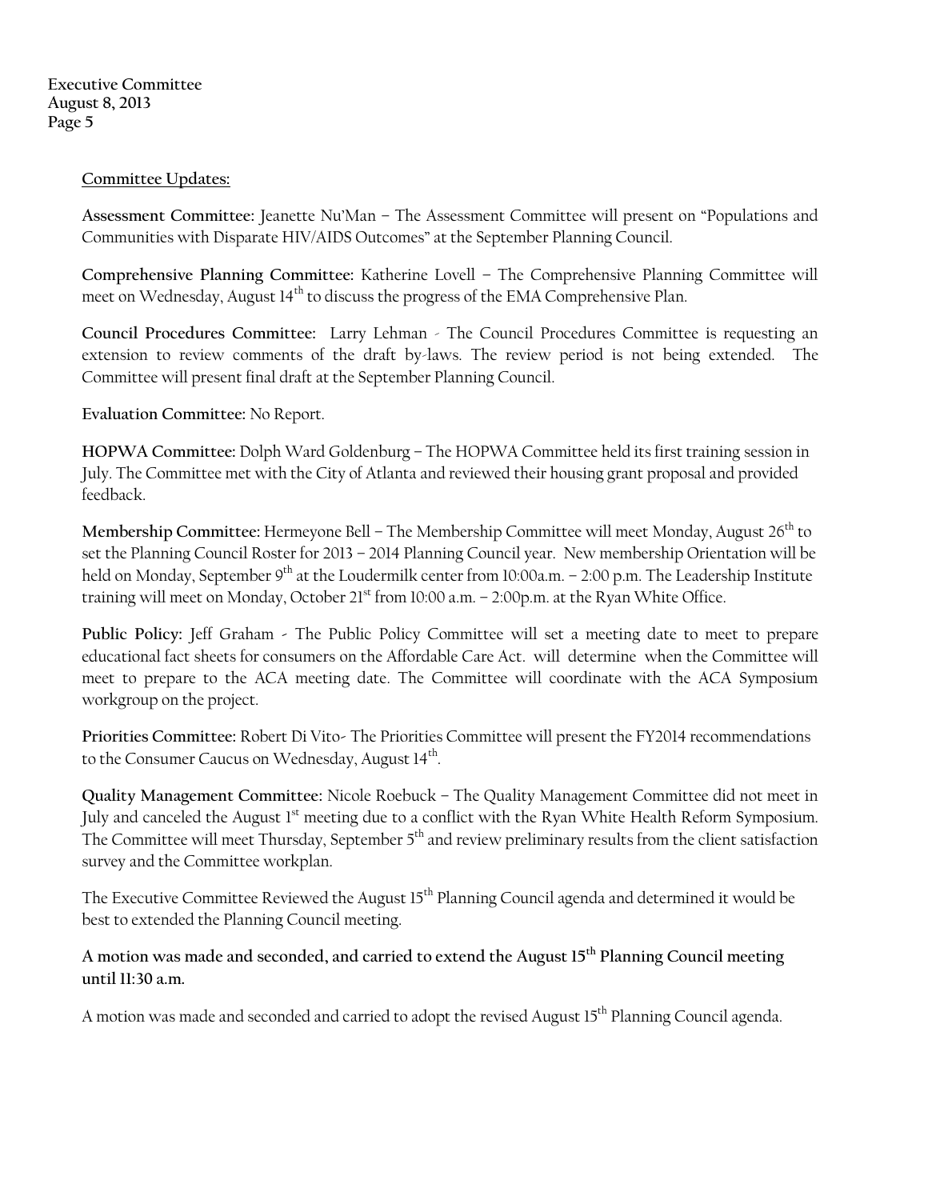**Committee Updates:**

**Assessment Committee:** Jeanette Nu'Man – The Assessment Committee will present on "Populations and Communities with Disparate HIV/AIDS Outcomes" at the September Planning Council.

**Comprehensive Planning Committee:** Katherine Lovell – The Comprehensive Planning Committee will meet on Wednesday, August 14th to discuss the progress of the EMA Comprehensive Plan.

**Council Procedures Committee:** Larry Lehman - The Council Procedures Committee is requesting an extension to review comments of the draft by-laws. The review period is not being extended. The Committee will present final draft at the September Planning Council.

**Evaluation Committee:** No Report.

**HOPWA Committee:** Dolph Ward Goldenburg – The HOPWA Committee held its first training session in July. The Committee met with the City of Atlanta and reviewed their housing grant proposal and provided feedback.

**Membership Committee:** Hermeyone Bell – The Membership Committee will meet Monday, August 26th to set the Planning Council Roster for 2013 – 2014 Planning Council year. New membership Orientation will be held on Monday, September 9th at the Loudermilk center from 10:00a.m. – 2:00 p.m. The Leadership Institute training will meet on Monday, October 21st from 10:00 a.m. – 2:00p.m. at the Ryan White Office.

**Public Policy:** Jeff Graham - The Public Policy Committee will set a meeting date to meet to prepare educational fact sheets for consumers on the Affordable Care Act. will determine when the Committee will meet to prepare to the ACA meeting date. The Committee will coordinate with the ACA Symposium workgroup on the project.

**Priorities Committee:** Robert Di Vito- The Priorities Committee will present the FY2014 recommendations to the Consumer Caucus on Wednesday, August 14th.

**Quality Management Committee:** Nicole Roebuck – The Quality Management Committee did not meet in July and canceled the August 1st meeting due to a conflict with the Ryan White Health Reform Symposium. The Committee will meet Thursday, September 5th and review preliminary results from the client satisfaction survey and the Committee workplan.

The Executive Committee Reviewed the August 15th Planning Council agenda and determined it would be best to extended the Planning Council meeting.

**A motion was made and seconded, and carried to extend the August 15th Planning Council meeting until 11:30 a.m.**

A motion was made and seconded and carried to adopt the revised August 15th Planning Council agenda.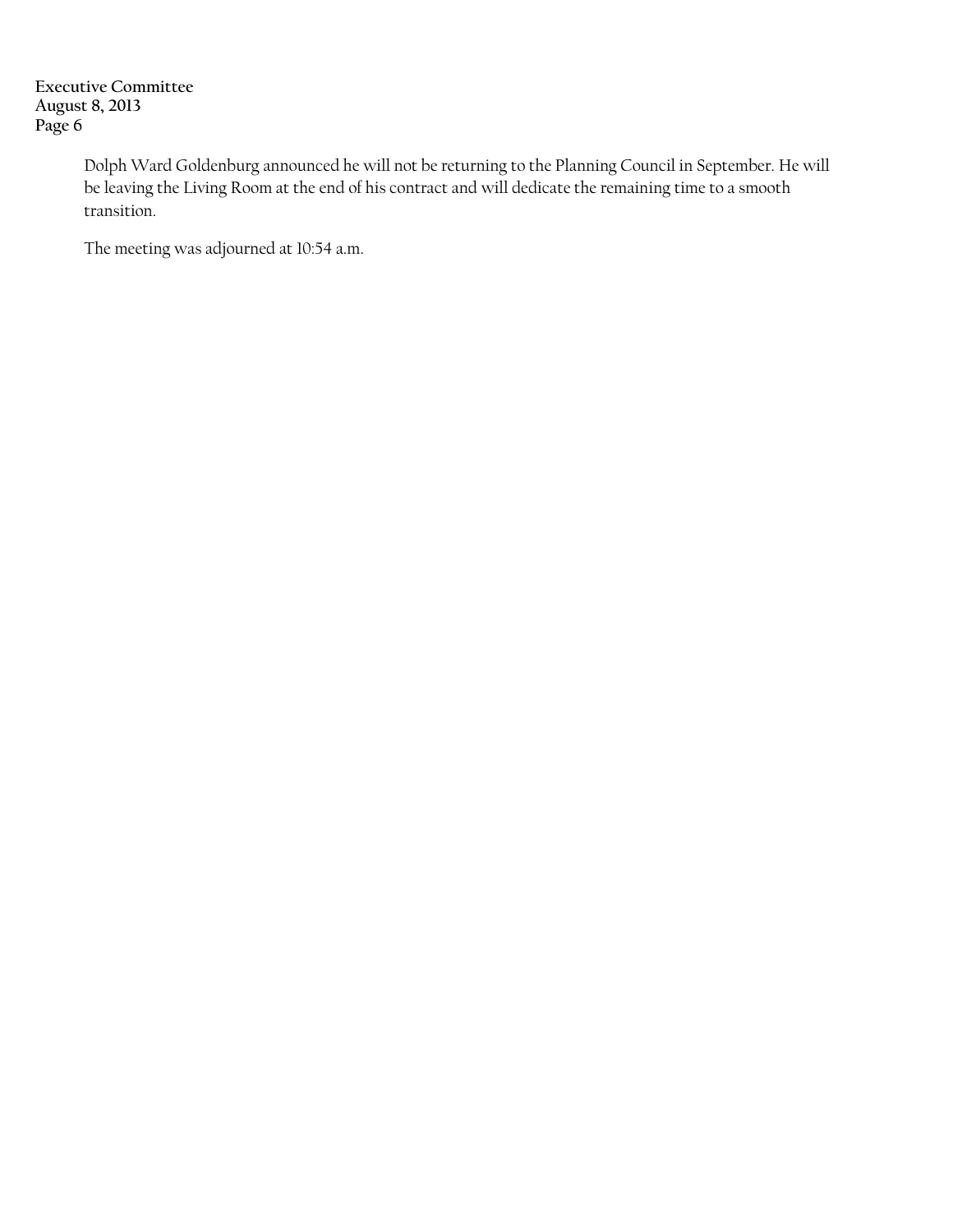Dolph Ward Goldenburg announced he will not be returning to the Planning Council in September. He will be leaving the Living Room at the end of his contract and will dedicate the remaining time to a smooth transition.

The meeting was adjourned at 10:54 a.m.